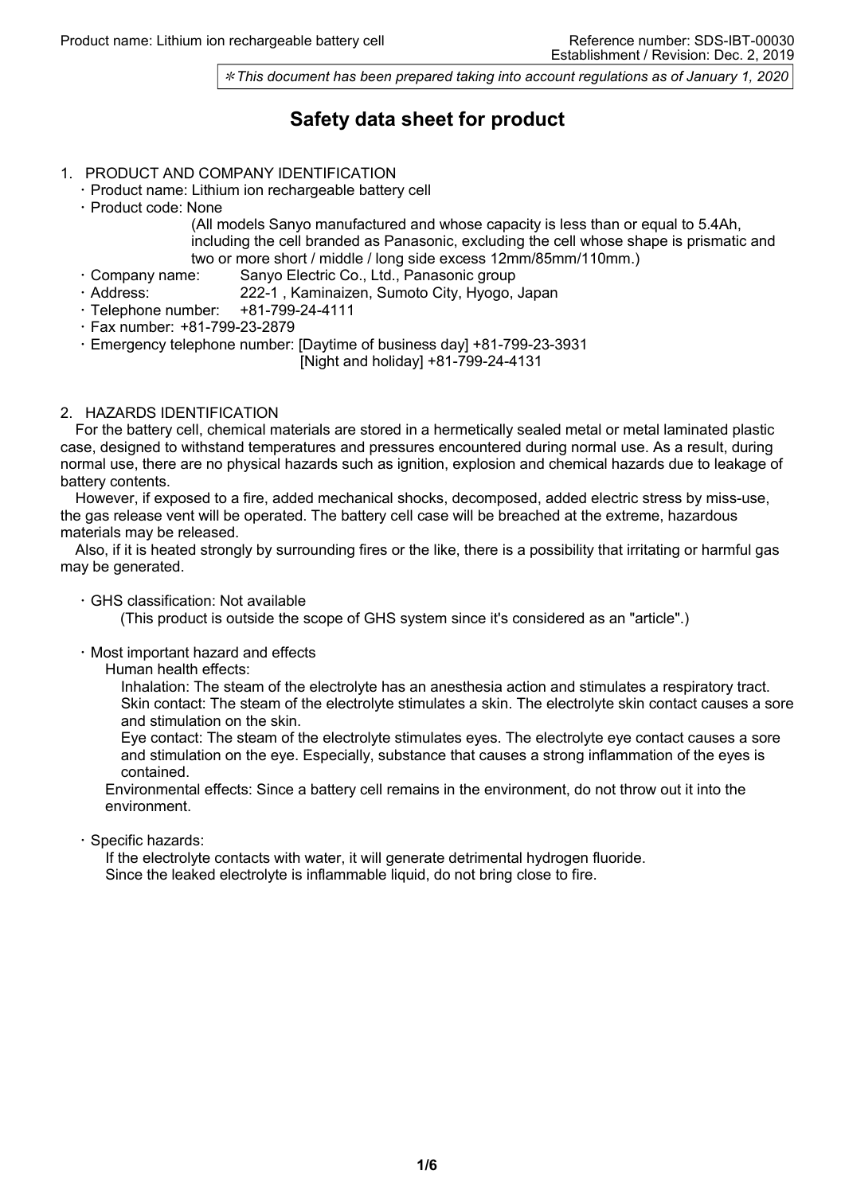*This document has been prepared taking into account regulations as of January 1, 2020*

# Safety data sheet for product

## 1. PRODUCT AND COMPANY IDENTIFICATION

- Product name: Lithium ion rechargeable battery cell
- Product code: None
  (All models Sanyo manufactured and whose capacity is less than or equal to 5.4Ah, including the cell branded as Panasonic, excluding the cell whose shape is prismatic and two or more short / middle / long side excess 12mm/85mm/110mm.)
- Company name: Sanyo Electric Co., Ltd., Panasonic group
- Address: 222-1 , Kaminaizen, Sumoto City, Hyogo, Japan
- Telephone number: +81-799-24-4111
- Fax number: +81-799-23-2879
- Emergency telephone number: [Daytime of business day] +81-799-23-3931
  [Night and holiday] +81-799-24-4131

## 2. HAZARDS IDENTIFICATION

For the battery cell, chemical materials are stored in a hermetically sealed metal or metal laminated plastic case, designed to withstand temperatures and pressures encountered during normal use. As a result, during normal use, there are no physical hazards such as ignition, explosion and chemical hazards due to leakage of battery contents.

However, if exposed to a fire, added mechanical shocks, decomposed, added electric stress by miss-use, the gas release vent will be operated. The battery cell case will be breached at the extreme, hazardous materials may be released.

Also, if it is heated strongly by surrounding fires or the like, there is a possibility that irritating or harmful gas may be generated.

- GHS classification: Not available
  (This product is outside the scope of GHS system since it's considered as an "article".)

- Most important hazard and effects
  - Human health effects:
    - Inhalation: The steam of the electrolyte has an anesthesia action and stimulates a respiratory tract.
    - Skin contact: The steam of the electrolyte stimulates a skin. The electrolyte skin contact causes a sore and stimulation on the skin.
    - Eye contact: The steam of the electrolyte stimulates eyes. The electrolyte eye contact causes a sore and stimulation on the eye. Especially, substance that causes a strong inflammation of the eyes is contained.
  - Environmental effects: Since a battery cell remains in the environment, do not throw out it into the environment.

- Specific hazards:
  If the electrolyte contacts with water, it will generate detrimental hydrogen fluoride.
  Since the leaked electrolyte is inflammable liquid, do not bring close to fire.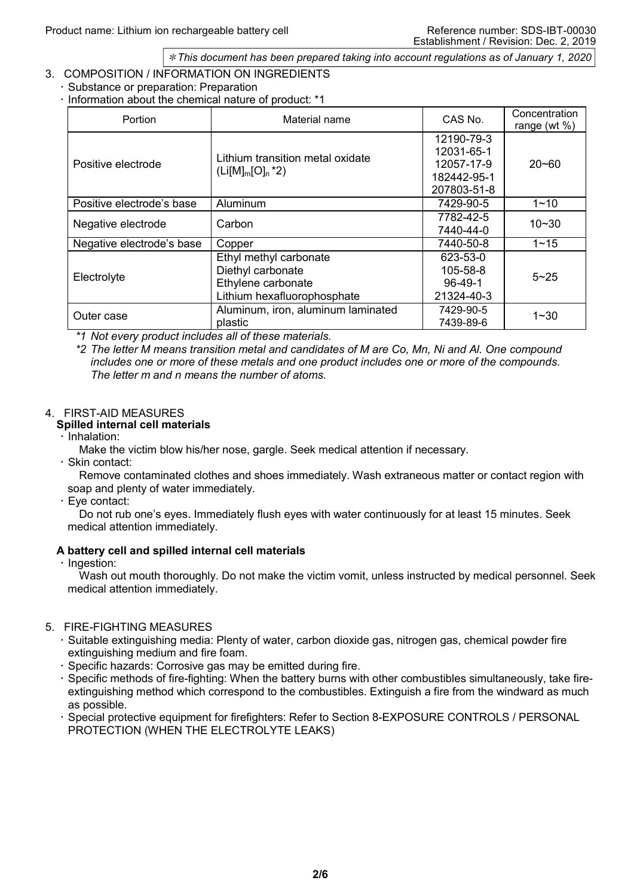## 3. COMPOSITION / INFORMATION ON INGREDIENTS

・Substance or preparation: Preparation

・Information about the chemical nature of product: *1

| Portion | Material name | CAS No. | Concentration range (wt %) |
|---|---|---|---|
| Positive electrode | Lithium transition metal oxidate ($Li[M]_m[O]_n$ *2) | 12190-79-3<br>12031-65-1<br>12057-17-9<br>182442-95-1<br>207803-51-8 | 20~60 |
| Positive electrode's base | Aluminum | 7429-90-5 | 1~10 |
| Negative electrode | Carbon | 7782-42-5<br>7440-44-0 | 10~30 |
| Negative electrode's base | Copper | 7440-50-8 | 1~15 |
| Electrolyte | Ethyl methyl carbonate<br>Diethyl carbonate<br>Ethylene carbonate<br>Lithium hexafluorophosphate | 623-53-0<br>105-58-8<br>96-49-1<br>21324-40-3 | 5~25 |
| Outer case | Aluminum, iron, aluminum laminated plastic | 7429-90-5<br>7439-89-6 | 1~30 |

*\*1 Not every product includes all of these materials.*

*\*2 The letter M means transition metal and candidates of M are Co, Mn, Ni and Al. One compound includes one or more of these metals and one product includes one or more of the compounds. The letter m and n means the number of atoms.*

## 4. FIRST-AID MEASURES

**Spilled internal cell materials**

・Inhalation:

Make the victim blow his/her nose, gargle. Seek medical attention if necessary.

・Skin contact:

Remove contaminated clothes and shoes immediately. Wash extraneous matter or contact region with soap and plenty of water immediately.

・Eye contact:

Do not rub one's eyes. Immediately flush eyes with water continuously for at least 15 minutes. Seek medical attention immediately.

**A battery cell and spilled internal cell materials**

・Ingestion:

Wash out mouth thoroughly. Do not make the victim vomit, unless instructed by medical personnel. Seek medical attention immediately.

## 5. FIRE-FIGHTING MEASURES

・Suitable extinguishing media: Plenty of water, carbon dioxide gas, nitrogen gas, chemical powder fire extinguishing medium and fire foam.

・Specific hazards: Corrosive gas may be emitted during fire.

・Specific methods of fire-fighting: When the battery burns with other combustibles simultaneously, take fire-extinguishing method which correspond to the combustibles. Extinguish a fire from the windward as much as possible.

・Special protective equipment for firefighters: Refer to Section 8-EXPOSURE CONTROLS / PERSONAL PROTECTION (WHEN THE ELECTROLYTE LEAKS)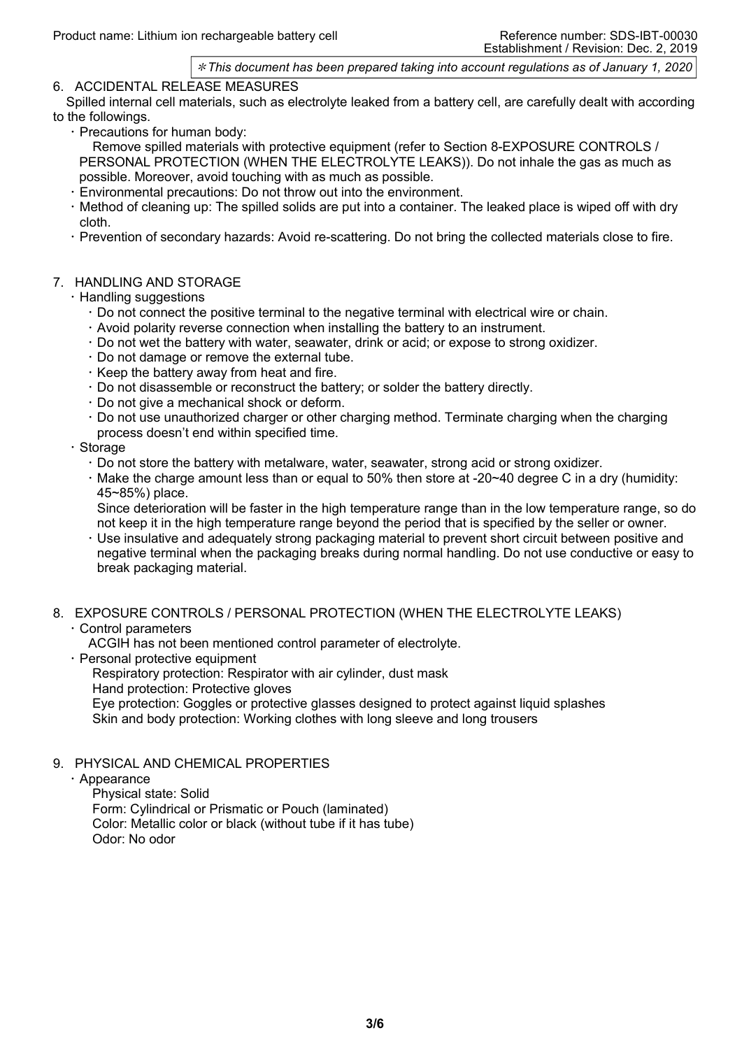## 6. ACCIDENTAL RELEASE MEASURES

Spilled internal cell materials, such as electrolyte leaked from a battery cell, are carefully dealt with according to the followings.

- Precautions for human body:
  Remove spilled materials with protective equipment (refer to Section 8-EXPOSURE CONTROLS / PERSONAL PROTECTION (WHEN THE ELECTROLYTE LEAKS)). Do not inhale the gas as much as possible. Moreover, avoid touching with as much as possible.
- Environmental precautions: Do not throw out into the environment.
- Method of cleaning up: The spilled solids are put into a container. The leaked place is wiped off with dry cloth.
- Prevention of secondary hazards: Avoid re-scattering. Do not bring the collected materials close to fire.

## 7. HANDLING AND STORAGE

- Handling suggestions
  - Do not connect the positive terminal to the negative terminal with electrical wire or chain.
  - Avoid polarity reverse connection when installing the battery to an instrument.
  - Do not wet the battery with water, seawater, drink or acid; or expose to strong oxidizer.
  - Do not damage or remove the external tube.
  - Keep the battery away from heat and fire.
  - Do not disassemble or reconstruct the battery; or solder the battery directly.
  - Do not give a mechanical shock or deform.
  - Do not use unauthorized charger or other charging method. Terminate charging when the charging process doesn't end within specified time.
- Storage
  - Do not store the battery with metalware, water, seawater, strong acid or strong oxidizer.
  - Make the charge amount less than or equal to 50% then store at -20~40 degree C in a dry (humidity: 45~85%) place.
    Since deterioration will be faster in the high temperature range than in the low temperature range, so do not keep it in the high temperature range beyond the period that is specified by the seller or owner.
  - Use insulative and adequately strong packaging material to prevent short circuit between positive and negative terminal when the packaging breaks during normal handling. Do not use conductive or easy to break packaging material.

## 8. EXPOSURE CONTROLS / PERSONAL PROTECTION (WHEN THE ELECTROLYTE LEAKS)

- Control parameters
  ACGIH has not been mentioned control parameter of electrolyte.
- Personal protective equipment
  Respiratory protection: Respirator with air cylinder, dust mask
  Hand protection: Protective gloves
  Eye protection: Goggles or protective glasses designed to protect against liquid splashes
  Skin and body protection: Working clothes with long sleeve and long trousers

## 9. PHYSICAL AND CHEMICAL PROPERTIES

- Appearance
  Physical state: Solid
  Form: Cylindrical or Prismatic or Pouch (laminated)
  Color: Metallic color or black (without tube if it has tube)
  Odor: No odor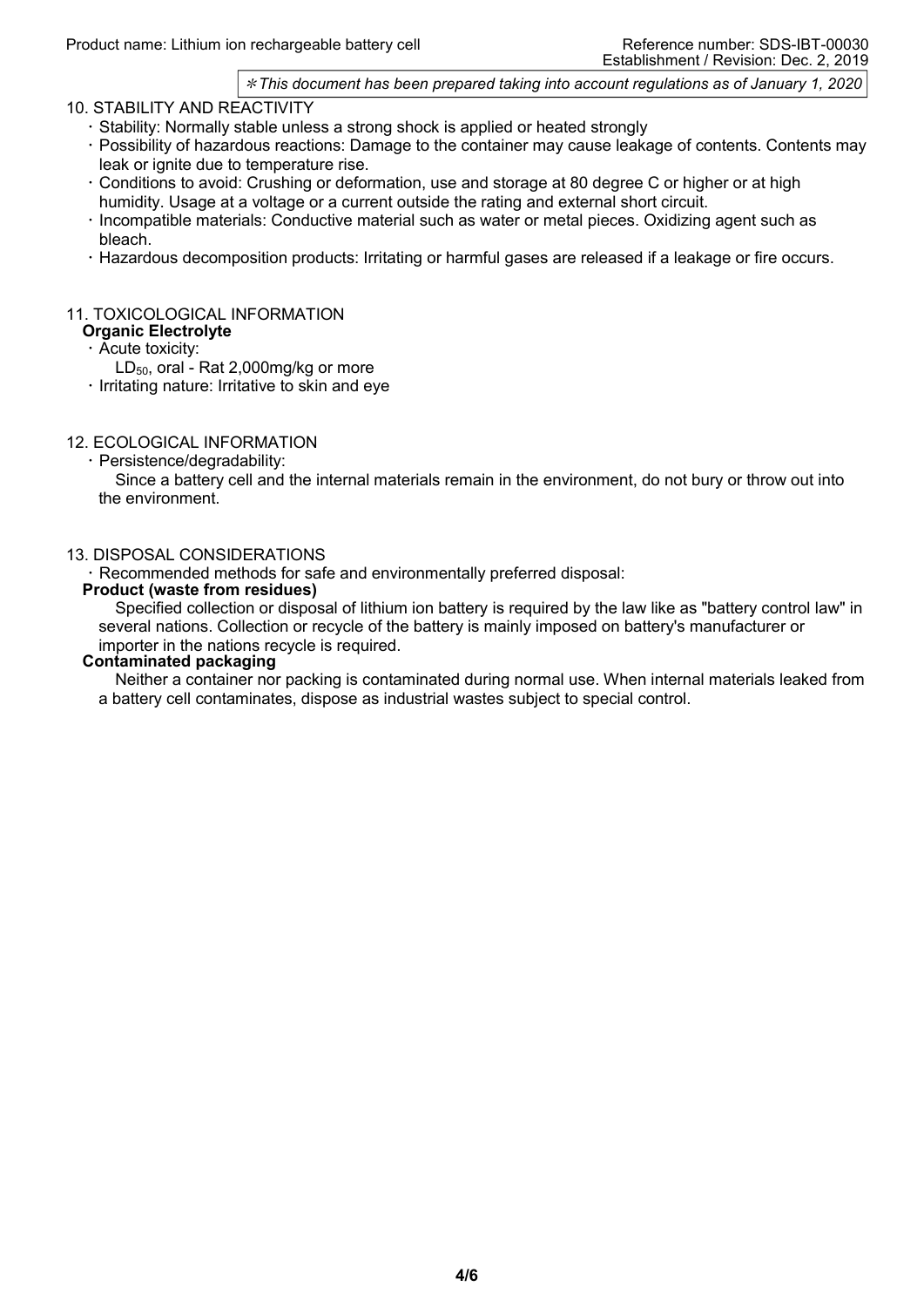## 10. STABILITY AND REACTIVITY

- Stability: Normally stable unless a strong shock is applied or heated strongly
- Possibility of hazardous reactions: Damage to the container may cause leakage of contents. Contents may leak or ignite due to temperature rise.
- Conditions to avoid: Crushing or deformation, use and storage at 80 degree C or higher or at high humidity. Usage at a voltage or a current outside the rating and external short circuit.
- Incompatible materials: Conductive material such as water or metal pieces. Oxidizing agent such as bleach.
- Hazardous decomposition products: Irritating or harmful gases are released if a leakage or fire occurs.

## 11. TOXICOLOGICAL INFORMATION

**Organic Electrolyte**

- Acute toxicity:
  $LD_{50}$, oral - Rat 2,000mg/kg or more
- Irritating nature: Irritative to skin and eye

## 12. ECOLOGICAL INFORMATION

- Persistence/degradability:
  Since a battery cell and the internal materials remain in the environment, do not bury or throw out into the environment.

## 13. DISPOSAL CONSIDERATIONS

- Recommended methods for safe and environmentally preferred disposal:

**Product (waste from residues)**

Specified collection or disposal of lithium ion battery is required by the law like as "battery control law" in several nations. Collection or recycle of the battery is mainly imposed on battery's manufacturer or importer in the nations recycle is required.

**Contaminated packaging**

Neither a container nor packing is contaminated during normal use. When internal materials leaked from a battery cell contaminates, dispose as industrial wastes subject to special control.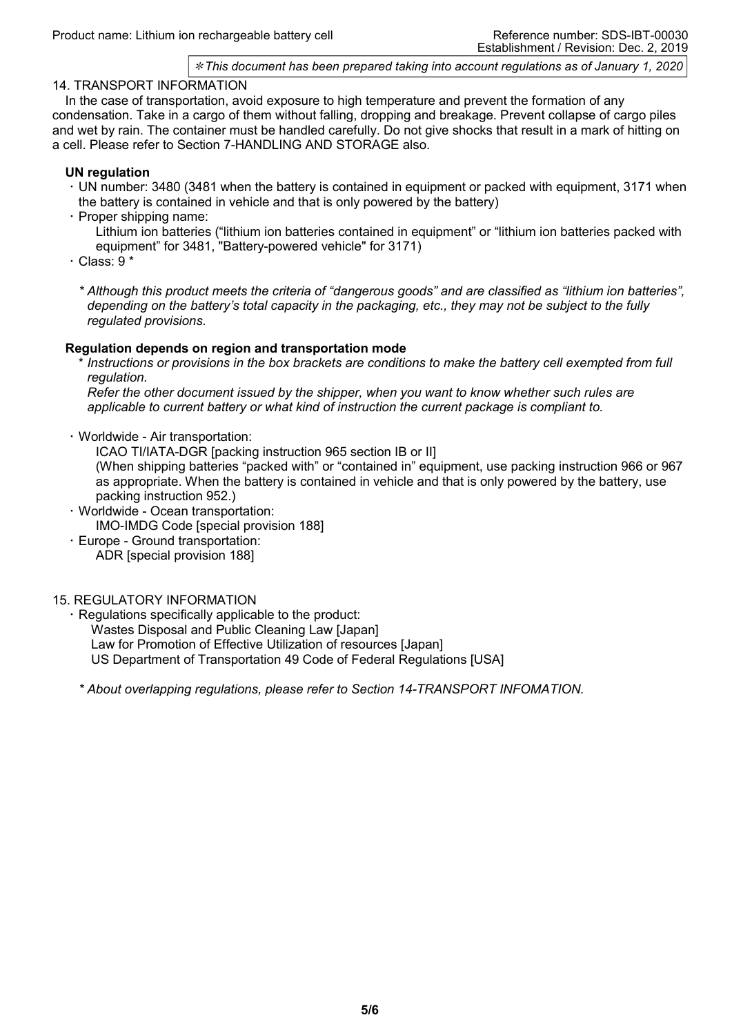*This document has been prepared taking into account regulations as of January 1, 2020*

## 14. TRANSPORT INFORMATION

In the case of transportation, avoid exposure to high temperature and prevent the formation of any condensation. Take in a cargo of them without falling, dropping and breakage. Prevent collapse of cargo piles and wet by rain. The container must be handled carefully. Do not give shocks that result in a mark of hitting on a cell. Please refer to Section 7-HANDLING AND STORAGE also.

**UN regulation**

- UN number: 3480 (3481 when the battery is contained in equipment or packed with equipment, 3171 when the battery is contained in vehicle and that is only powered by the battery)
- Proper shipping name:
  Lithium ion batteries ("lithium ion batteries contained in equipment" or "lithium ion batteries packed with equipment" for 3481, "Battery-powered vehicle" for 3171)
- Class: 9 *

  *\* Although this product meets the criteria of "dangerous goods" and are classified as "lithium ion batteries", depending on the battery's total capacity in the packaging, etc., they may not be subject to the fully regulated provisions.*

**Regulation depends on region and transportation mode**

*\* Instructions or provisions in the box brackets are conditions to make the battery cell exempted from full regulation.*
*Refer the other document issued by the shipper, when you want to know whether such rules are applicable to current battery or what kind of instruction the current package is compliant to.*

- Worldwide - Air transportation:
  ICAO TI/IATA-DGR [packing instruction 965 section IB or II]
  (When shipping batteries "packed with" or "contained in" equipment, use packing instruction 966 or 967 as appropriate. When the battery is contained in vehicle and that is only powered by the battery, use packing instruction 952.)
- Worldwide - Ocean transportation:
  IMO-IMDG Code [special provision 188]
- Europe - Ground transportation:
  ADR [special provision 188]

## 15. REGULATORY INFORMATION

- Regulations specifically applicable to the product:
  Wastes Disposal and Public Cleaning Law [Japan]
  Law for Promotion of Effective Utilization of resources [Japan]
  US Department of Transportation 49 Code of Federal Regulations [USA]

  *\* About overlapping regulations, please refer to Section 14-TRANSPORT INFOMATION.*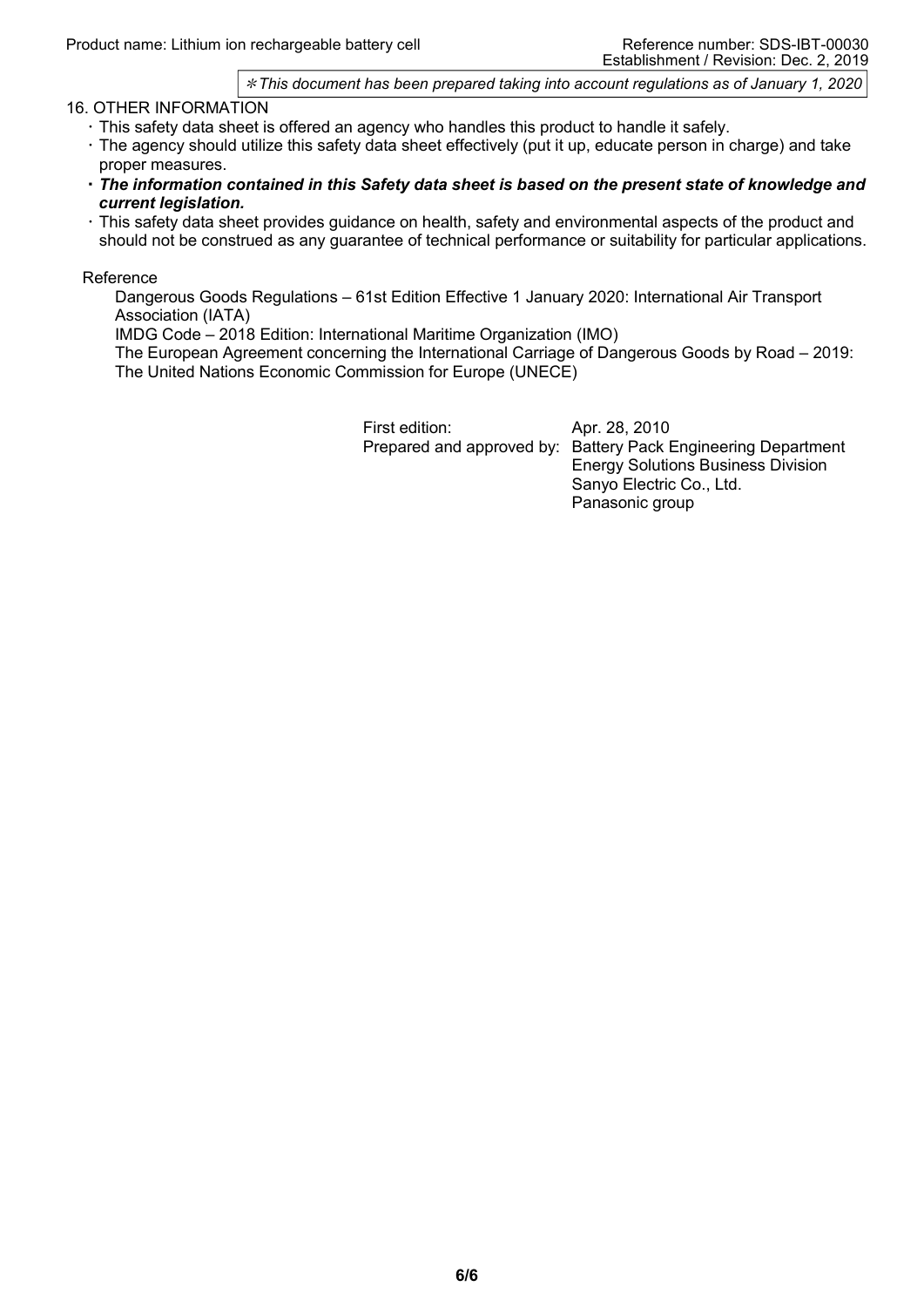*✻This document has been prepared taking into account regulations as of January 1, 2020*

## 16. OTHER INFORMATION

- This safety data sheet is offered an agency who handles this product to handle it safely.
- The agency should utilize this safety data sheet effectively (put it up, educate person in charge) and take proper measures.
- ***The information contained in this Safety data sheet is based on the present state of knowledge and current legislation.***
- This safety data sheet provides guidance on health, safety and environmental aspects of the product and should not be construed as any guarantee of technical performance or suitability for particular applications.

Reference

Dangerous Goods Regulations – 61st Edition Effective 1 January 2020: International Air Transport Association (IATA)
IMDG Code – 2018 Edition: International Maritime Organization (IMO)
The European Agreement concerning the International Carriage of Dangerous Goods by Road – 2019: The United Nations Economic Commission for Europe (UNECE)

First edition: Apr. 28, 2010
Prepared and approved by: Battery Pack Engineering Department
Energy Solutions Business Division
Sanyo Electric Co., Ltd.
Panasonic group